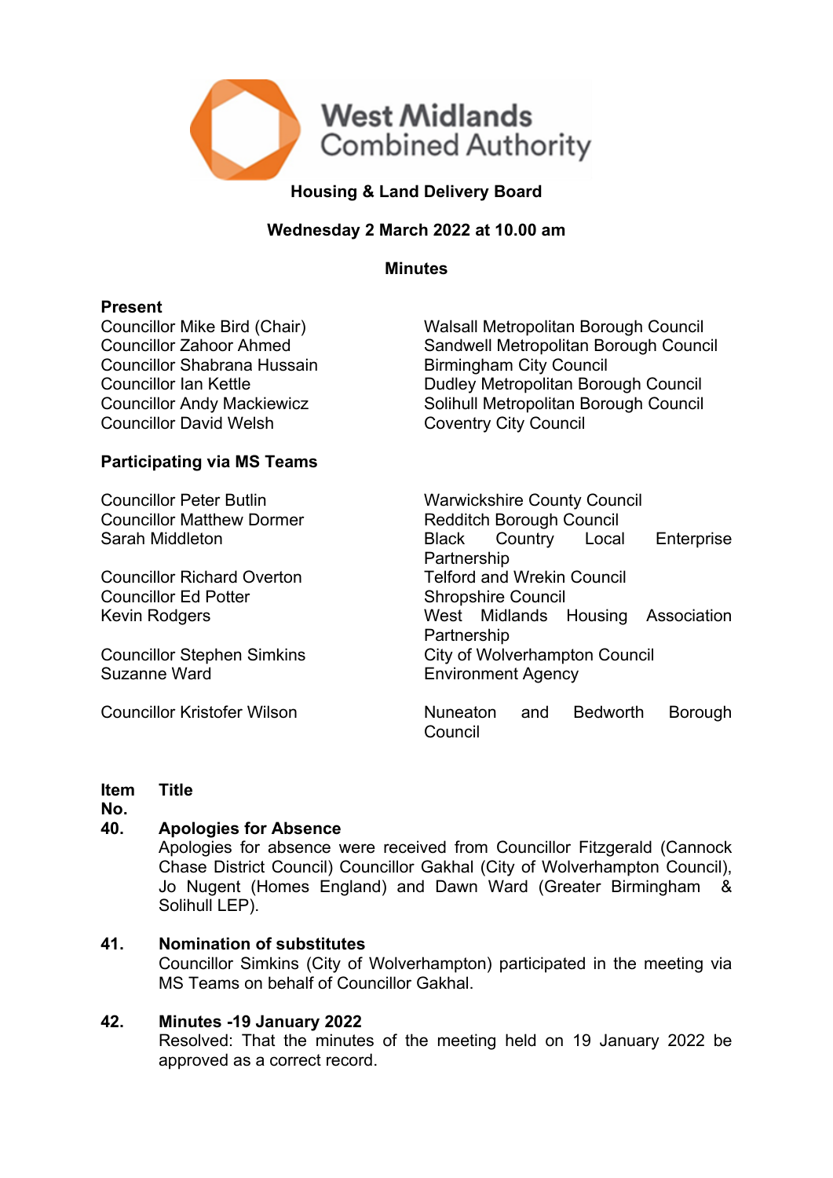West Midlands Combined Authority

# Housing & Land Delivery Board

**Wednesday 2 March 2022 at 10.00 am**

## Minutes

**Present**

| | |
|---|---|
| Councillor Mike Bird (Chair) | Walsall Metropolitan Borough Council |
| Councillor Zahoor Ahmed | Sandwell Metropolitan Borough Council |
| Councillor Shabrana Hussain | Birmingham City Council |
| Councillor Ian Kettle | Dudley Metropolitan Borough Council |
| Councillor Andy Mackiewicz | Solihull Metropolitan Borough Council |
| Councillor David Welsh | Coventry City Council |

**Participating via MS Teams**

| | |
|---|---|
| Councillor Peter Butlin | Warwickshire County Council |
| Councillor Matthew Dormer | Redditch Borough Council |
| Sarah Middleton | Black Country Local Enterprise Partnership |
| Councillor Richard Overton | Telford and Wrekin Council |
| Councillor Ed Potter | Shropshire Council |
| Kevin Rodgers | West Midlands Housing Association Partnership |
| Councillor Stephen Simkins | City of Wolverhampton Council |
| Suzanne Ward | Environment Agency |
| Councillor Kristofer Wilson | Nuneaton and Bedworth Borough Council |

| Item No. | Title |
|---|---|

**40. Apologies for Absence**

Apologies for absence were received from Councillor Fitzgerald (Cannock Chase District Council) Councillor Gakhal (City of Wolverhampton Council), Jo Nugent (Homes England) and Dawn Ward (Greater Birmingham & Solihull LEP).

**41. Nomination of substitutes**

Councillor Simkins (City of Wolverhampton) participated in the meeting via MS Teams on behalf of Councillor Gakhal.

**42. Minutes -19 January 2022**

Resolved: That the minutes of the meeting held on 19 January 2022 be approved as a correct record.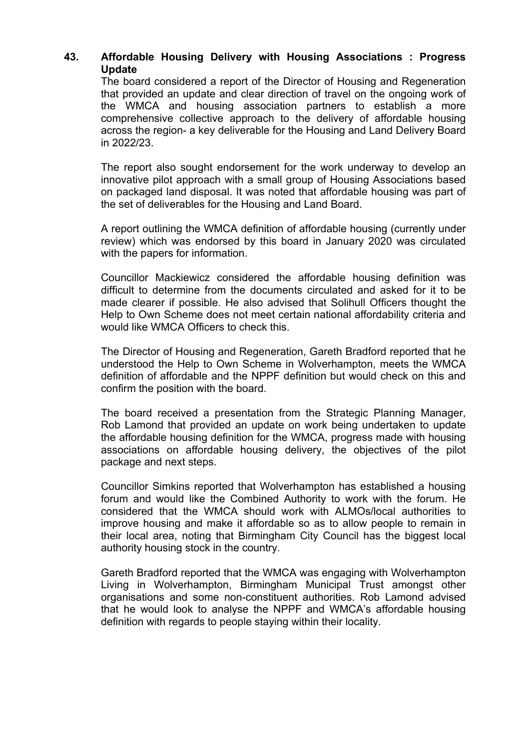## 43. Affordable Housing Delivery with Housing Associations : Progress Update

The board considered a report of the Director of Housing and Regeneration that provided an update and clear direction of travel on the ongoing work of the WMCA and housing association partners to establish a more comprehensive collective approach to the delivery of affordable housing across the region- a key deliverable for the Housing and Land Delivery Board in 2022/23.

The report also sought endorsement for the work underway to develop an innovative pilot approach with a small group of Housing Associations based on packaged land disposal. It was noted that affordable housing was part of the set of deliverables for the Housing and Land Board.

A report outlining the WMCA definition of affordable housing (currently under review) which was endorsed by this board in January 2020 was circulated with the papers for information.

Councillor Mackiewicz considered the affordable housing definition was difficult to determine from the documents circulated and asked for it to be made clearer if possible. He also advised that Solihull Officers thought the Help to Own Scheme does not meet certain national affordability criteria and would like WMCA Officers to check this.

The Director of Housing and Regeneration, Gareth Bradford reported that he understood the Help to Own Scheme in Wolverhampton, meets the WMCA definition of affordable and the NPPF definition but would check on this and confirm the position with the board.

The board received a presentation from the Strategic Planning Manager, Rob Lamond that provided an update on work being undertaken to update the affordable housing definition for the WMCA, progress made with housing associations on affordable housing delivery, the objectives of the pilot package and next steps.

Councillor Simkins reported that Wolverhampton has established a housing forum and would like the Combined Authority to work with the forum. He considered that the WMCA should work with ALMOs/local authorities to improve housing and make it affordable so as to allow people to remain in their local area, noting that Birmingham City Council has the biggest local authority housing stock in the country.

Gareth Bradford reported that the WMCA was engaging with Wolverhampton Living in Wolverhampton, Birmingham Municipal Trust amongst other organisations and some non-constituent authorities. Rob Lamond advised that he would look to analyse the NPPF and WMCA's affordable housing definition with regards to people staying within their locality.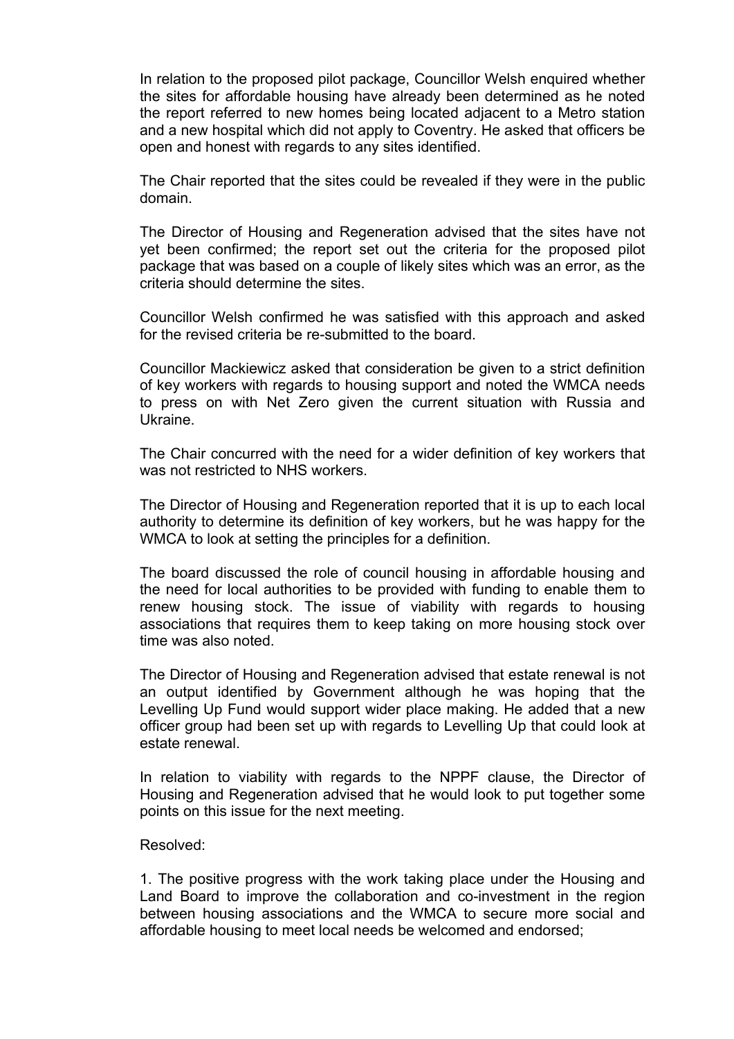In relation to the proposed pilot package, Councillor Welsh enquired whether the sites for affordable housing have already been determined as he noted the report referred to new homes being located adjacent to a Metro station and a new hospital which did not apply to Coventry. He asked that officers be open and honest with regards to any sites identified.

The Chair reported that the sites could be revealed if they were in the public domain.

The Director of Housing and Regeneration advised that the sites have not yet been confirmed; the report set out the criteria for the proposed pilot package that was based on a couple of likely sites which was an error, as the criteria should determine the sites.

Councillor Welsh confirmed he was satisfied with this approach and asked for the revised criteria be re-submitted to the board.

Councillor Mackiewicz asked that consideration be given to a strict definition of key workers with regards to housing support and noted the WMCA needs to press on with Net Zero given the current situation with Russia and Ukraine.

The Chair concurred with the need for a wider definition of key workers that was not restricted to NHS workers.

The Director of Housing and Regeneration reported that it is up to each local authority to determine its definition of key workers, but he was happy for the WMCA to look at setting the principles for a definition.

The board discussed the role of council housing in affordable housing and the need for local authorities to be provided with funding to enable them to renew housing stock. The issue of viability with regards to housing associations that requires them to keep taking on more housing stock over time was also noted.

The Director of Housing and Regeneration advised that estate renewal is not an output identified by Government although he was hoping that the Levelling Up Fund would support wider place making. He added that a new officer group had been set up with regards to Levelling Up that could look at estate renewal.

In relation to viability with regards to the NPPF clause, the Director of Housing and Regeneration advised that he would look to put together some points on this issue for the next meeting.

Resolved:

1. The positive progress with the work taking place under the Housing and Land Board to improve the collaboration and co-investment in the region between housing associations and the WMCA to secure more social and affordable housing to meet local needs be welcomed and endorsed;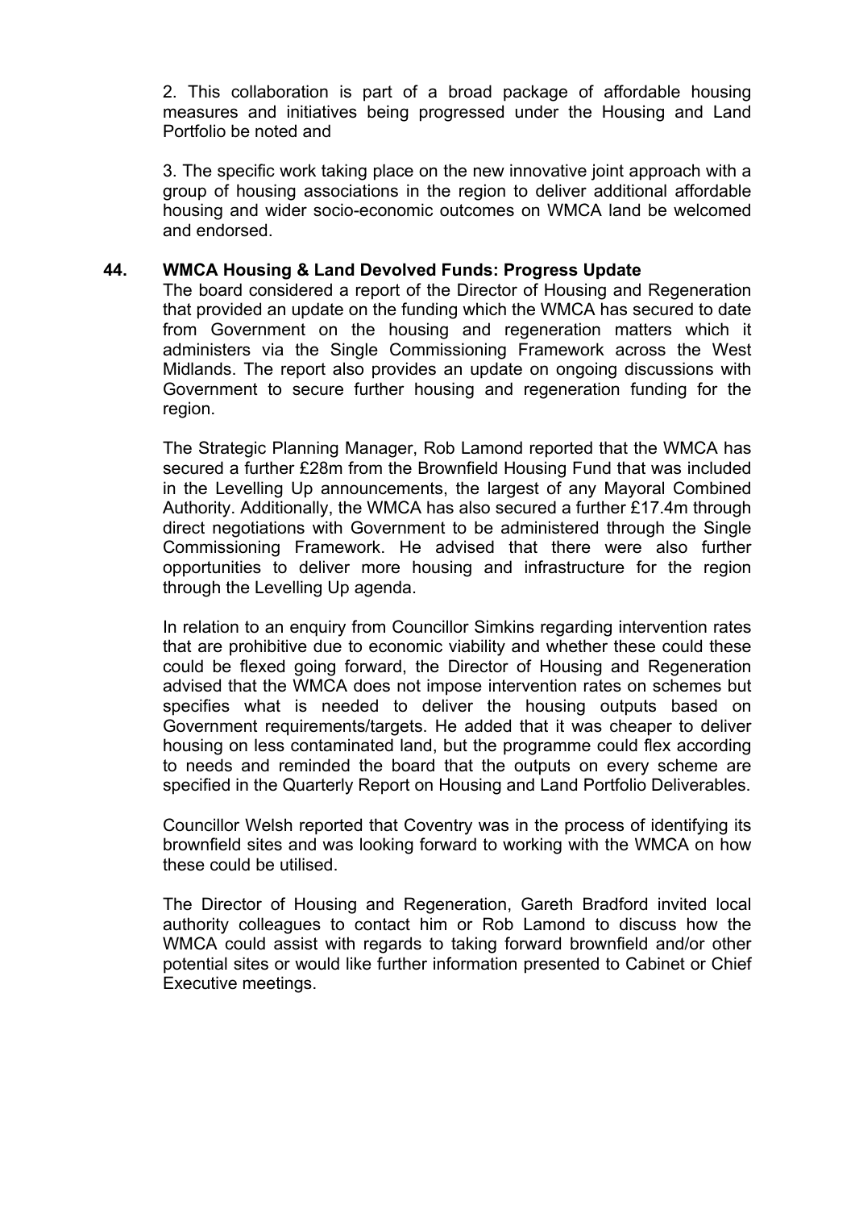2. This collaboration is part of a broad package of affordable housing measures and initiatives being progressed under the Housing and Land Portfolio be noted and

3. The specific work taking place on the new innovative joint approach with a group of housing associations in the region to deliver additional affordable housing and wider socio-economic outcomes on WMCA land be welcomed and endorsed.

**44. WMCA Housing & Land Devolved Funds: Progress Update**

The board considered a report of the Director of Housing and Regeneration that provided an update on the funding which the WMCA has secured to date from Government on the housing and regeneration matters which it administers via the Single Commissioning Framework across the West Midlands. The report also provides an update on ongoing discussions with Government to secure further housing and regeneration funding for the region.

The Strategic Planning Manager, Rob Lamond reported that the WMCA has secured a further £28m from the Brownfield Housing Fund that was included in the Levelling Up announcements, the largest of any Mayoral Combined Authority. Additionally, the WMCA has also secured a further £17.4m through direct negotiations with Government to be administered through the Single Commissioning Framework. He advised that there were also further opportunities to deliver more housing and infrastructure for the region through the Levelling Up agenda.

In relation to an enquiry from Councillor Simkins regarding intervention rates that are prohibitive due to economic viability and whether these could these could be flexed going forward, the Director of Housing and Regeneration advised that the WMCA does not impose intervention rates on schemes but specifies what is needed to deliver the housing outputs based on Government requirements/targets. He added that it was cheaper to deliver housing on less contaminated land, but the programme could flex according to needs and reminded the board that the outputs on every scheme are specified in the Quarterly Report on Housing and Land Portfolio Deliverables.

Councillor Welsh reported that Coventry was in the process of identifying its brownfield sites and was looking forward to working with the WMCA on how these could be utilised.

The Director of Housing and Regeneration, Gareth Bradford invited local authority colleagues to contact him or Rob Lamond to discuss how the WMCA could assist with regards to taking forward brownfield and/or other potential sites or would like further information presented to Cabinet or Chief Executive meetings.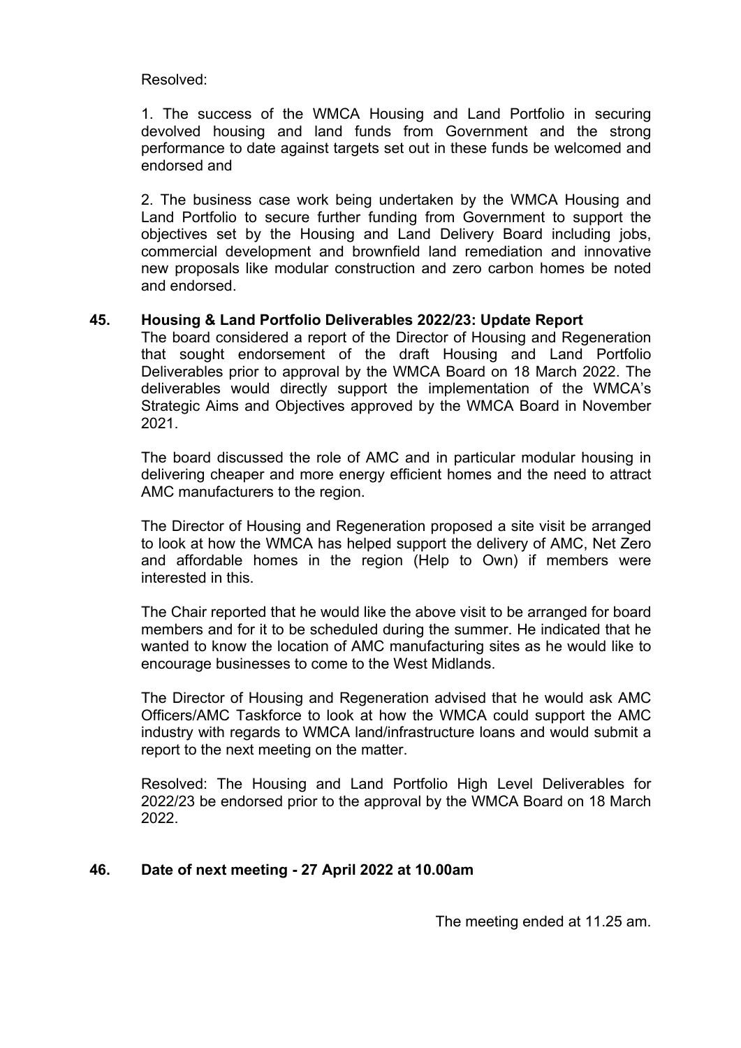Resolved:

1. The success of the WMCA Housing and Land Portfolio in securing devolved housing and land funds from Government and the strong performance to date against targets set out in these funds be welcomed and endorsed and

2. The business case work being undertaken by the WMCA Housing and Land Portfolio to secure further funding from Government to support the objectives set by the Housing and Land Delivery Board including jobs, commercial development and brownfield land remediation and innovative new proposals like modular construction and zero carbon homes be noted and endorsed.

## 45. Housing & Land Portfolio Deliverables 2022/23: Update Report

The board considered a report of the Director of Housing and Regeneration that sought endorsement of the draft Housing and Land Portfolio Deliverables prior to approval by the WMCA Board on 18 March 2022. The deliverables would directly support the implementation of the WMCA's Strategic Aims and Objectives approved by the WMCA Board in November 2021.

The board discussed the role of AMC and in particular modular housing in delivering cheaper and more energy efficient homes and the need to attract AMC manufacturers to the region.

The Director of Housing and Regeneration proposed a site visit be arranged to look at how the WMCA has helped support the delivery of AMC, Net Zero and affordable homes in the region (Help to Own) if members were interested in this.

The Chair reported that he would like the above visit to be arranged for board members and for it to be scheduled during the summer. He indicated that he wanted to know the location of AMC manufacturing sites as he would like to encourage businesses to come to the West Midlands.

The Director of Housing and Regeneration advised that he would ask AMC Officers/AMC Taskforce to look at how the WMCA could support the AMC industry with regards to WMCA land/infrastructure loans and would submit a report to the next meeting on the matter.

Resolved: The Housing and Land Portfolio High Level Deliverables for 2022/23 be endorsed prior to the approval by the WMCA Board on 18 March 2022.

## 46. Date of next meeting - 27 April 2022 at 10.00am

The meeting ended at 11.25 am.